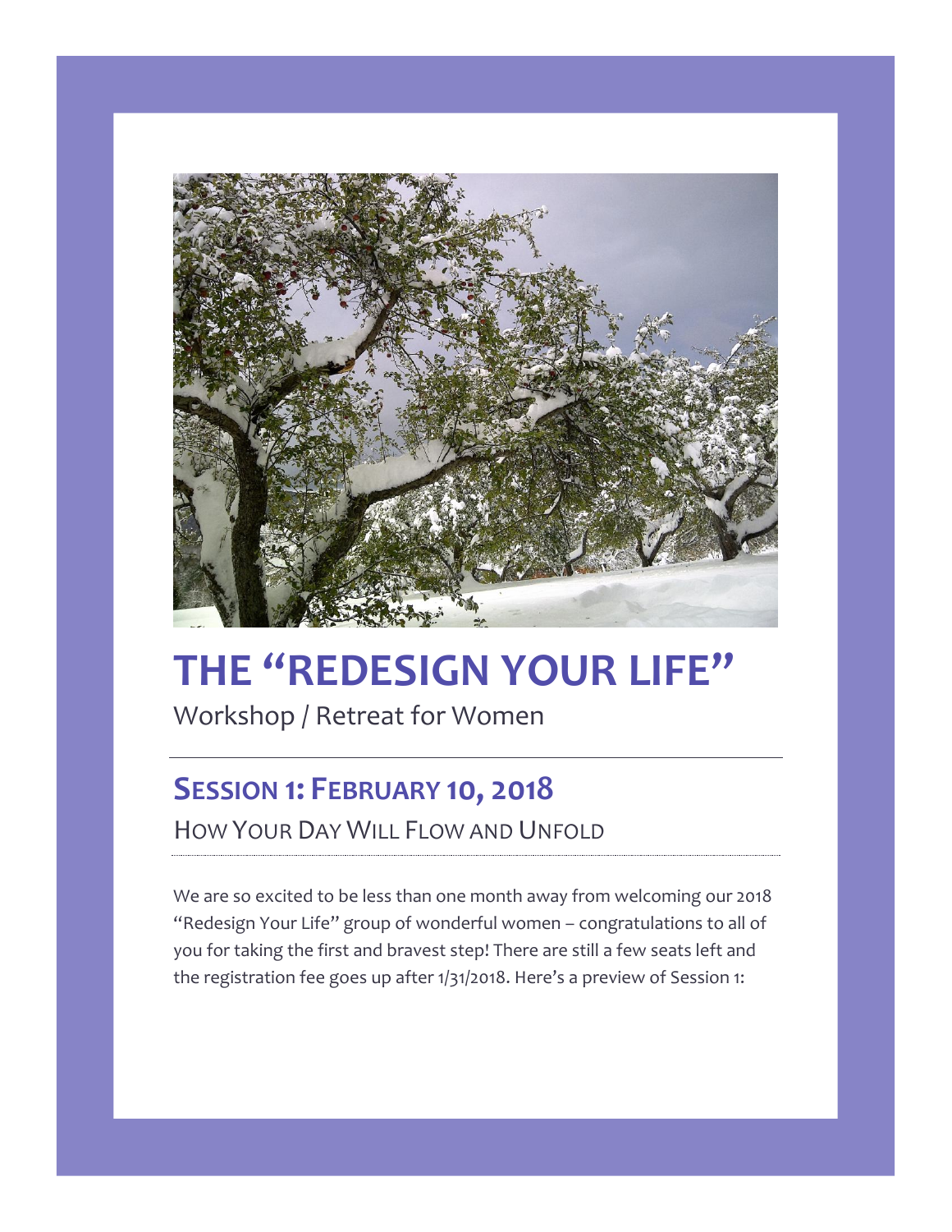# THE "REDESIGN YOUR LIFE"

Workshop / Retreat for Women

## SESSION 1: FEBRUARY 10, 2018

HOW YOUR DAY WILL FLOW AND UNFOLD

We are so excited to be less than one month away from welcoming our 2018 "Redesign Your Life" group of wonderful women – congratulations to all of you for taking the first and bravest step! There are still a few seats left and the registration fee goes up after 1/31/2018. Here's a preview of Session 1: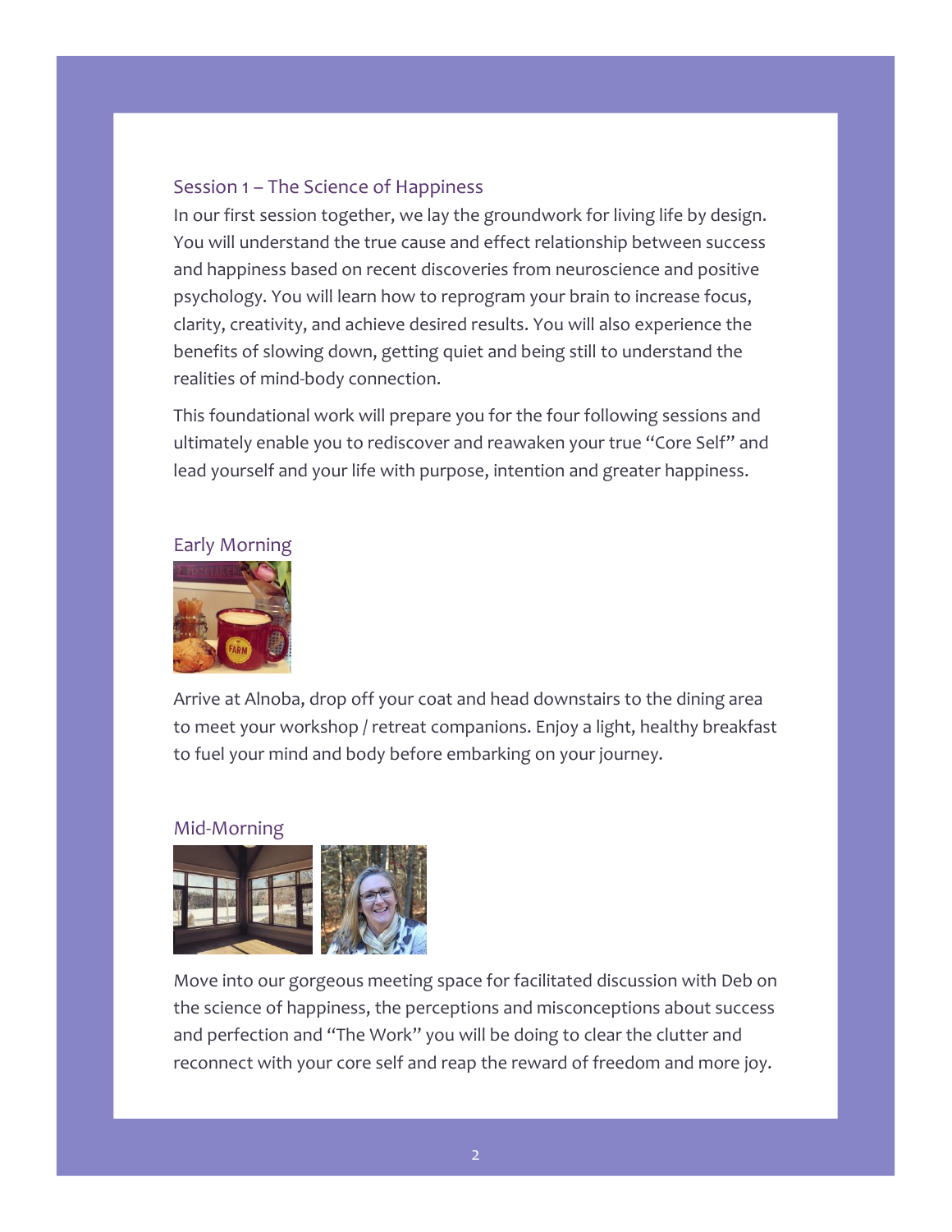## Session 1 – The Science of Happiness

In our first session together, we lay the groundwork for living life by design. You will understand the true cause and effect relationship between success and happiness based on recent discoveries from neuroscience and positive psychology. You will learn how to reprogram your brain to increase focus, clarity, creativity, and achieve desired results. You will also experience the benefits of slowing down, getting quiet and being still to understand the realities of mind-body connection.

This foundational work will prepare you for the four following sessions and ultimately enable you to rediscover and reawaken your true "Core Self" and lead yourself and your life with purpose, intention and greater happiness.

### Early Morning

Arrive at Alnoba, drop off your coat and head downstairs to the dining area to meet your workshop / retreat companions. Enjoy a light, healthy breakfast to fuel your mind and body before embarking on your journey.

### Mid-Morning

Move into our gorgeous meeting space for facilitated discussion with Deb on the science of happiness, the perceptions and misconceptions about success and perfection and "The Work" you will be doing to clear the clutter and reconnect with your core self and reap the reward of freedom and more joy.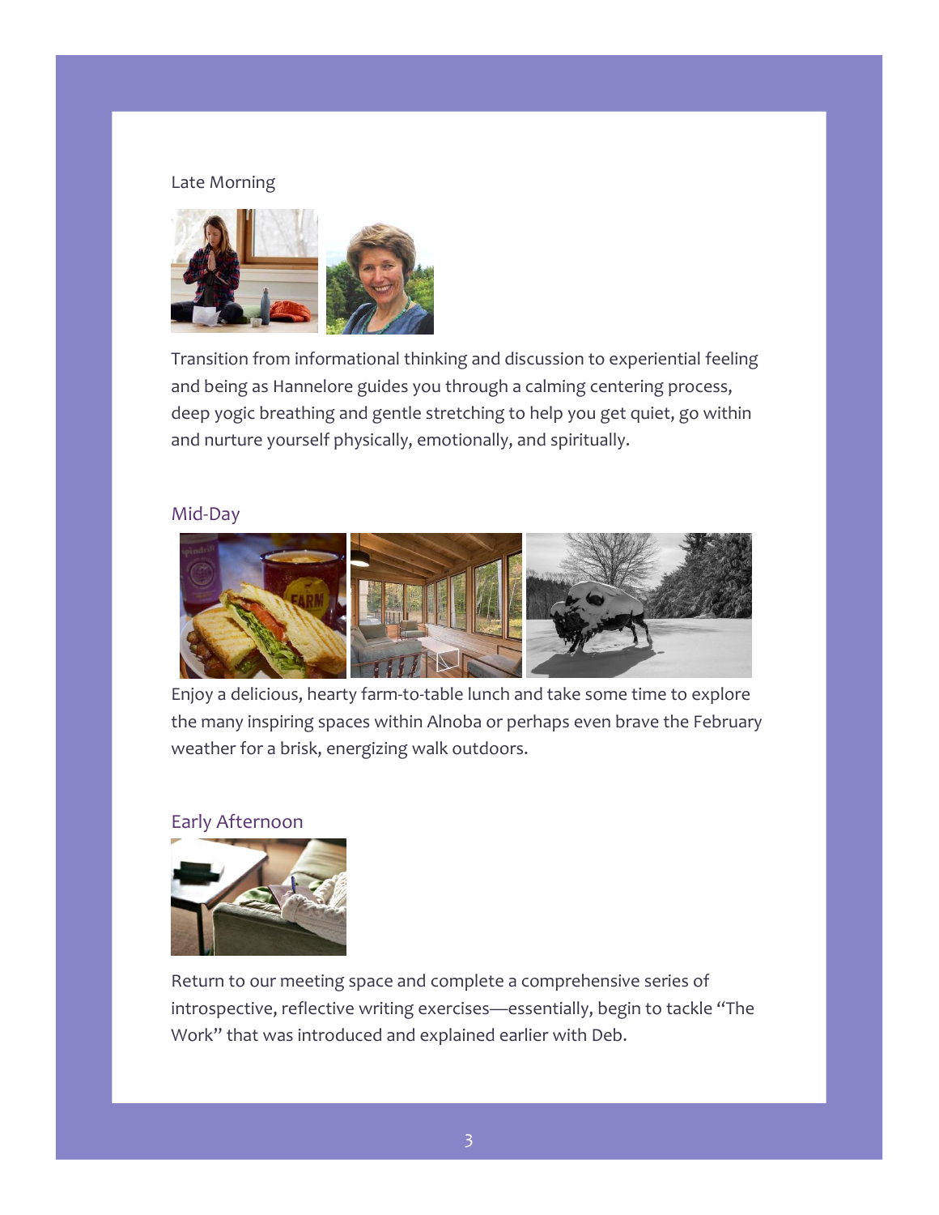### Late Morning

Transition from informational thinking and discussion to experiential feeling and being as Hannelore guides you through a calming centering process, deep yogic breathing and gentle stretching to help you get quiet, go within and nurture yourself physically, emotionally, and spiritually.

### Mid-Day

Enjoy a delicious, hearty farm-to-table lunch and take some time to explore the many inspiring spaces within Alnoba or perhaps even brave the February weather for a brisk, energizing walk outdoors.

### Early Afternoon

Return to our meeting space and complete a comprehensive series of introspective, reflective writing exercises—essentially, begin to tackle “The Work” that was introduced and explained earlier with Deb.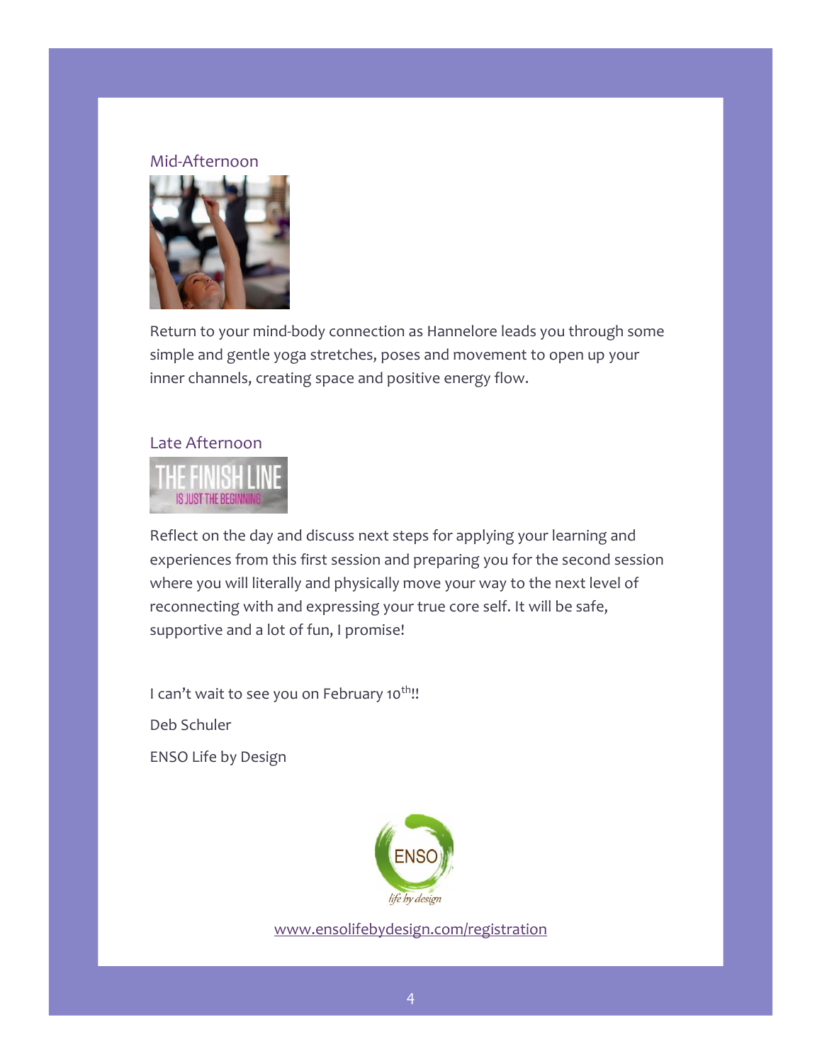### Mid-Afternoon

Return to your mind-body connection as Hannelore leads you through some simple and gentle yoga stretches, poses and movement to open up your inner channels, creating space and positive energy flow.

### Late Afternoon

Reflect on the day and discuss next steps for applying your learning and experiences from this first session and preparing you for the second session where you will literally and physically move your way to the next level of reconnecting with and expressing your true core self. It will be safe, supportive and a lot of fun, I promise!

I can't wait to see you on February 10th!!

Deb Schuler

ENSO Life by Design

[www.ensolifebydesign.com/registration](www.ensolifebydesign.com/registration)